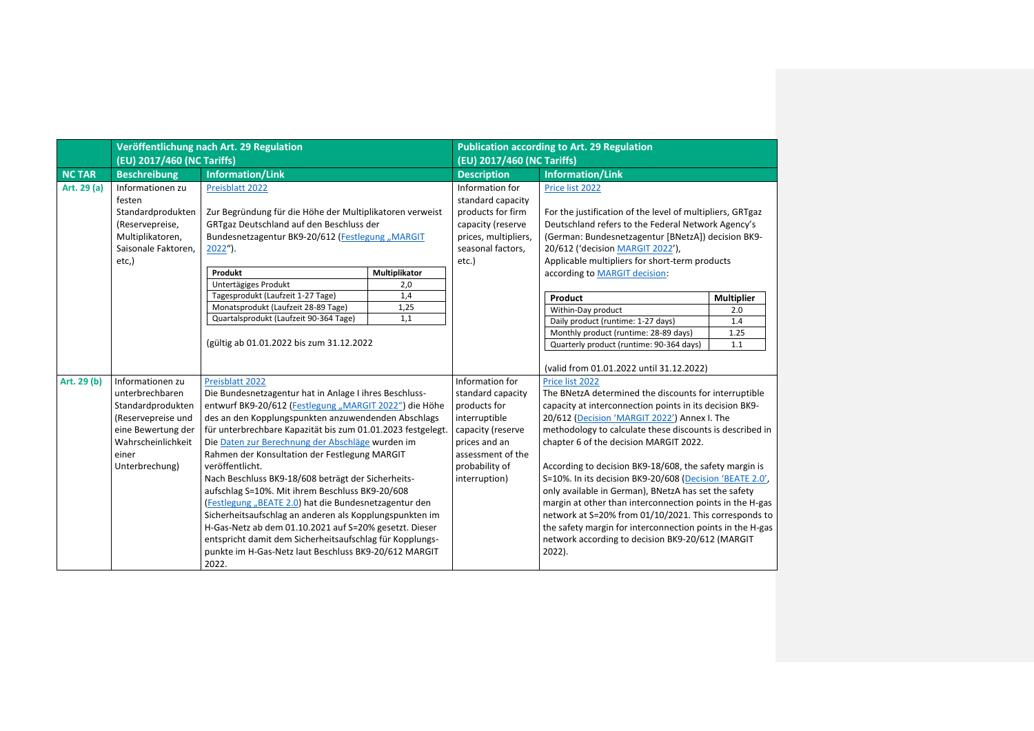| | Veröffentlichung nach Art. 29 Regulation (EU) 2017/460 (NC Tariffs) | | Publication according to Art. 29 Regulation (EU) 2017/460 (NC Tariffs) | |
|---|---|---|---|---|
| **NC TAR** | **Beschreibung** | **Information/Link** | **Description** | **Information/Link** |
| **Art. 29 (a)** | Informationen zu festen Standardprodukten (Reservepreise, Multiplikatoren, Saisonale Faktoren, etc,) | Preisblatt 2022<br><br>Zur Begründung für die Höhe der Multiplikatoren verweist GRTgaz Deutschland auf den Beschluss der Bundesnetzagentur BK9-20/612 (Festlegung „MARGIT 2022“).<br><br>**Produkt** – **Multiplikator**<br>Untertägiges Produkt – 2,0<br>Tagesprodukt (Laufzeit 1-27 Tage) – 1,4<br>Monatsprodukt (Laufzeit 28-89 Tage) – 1,25<br>Quartalsprodukt (Laufzeit 90-364 Tage) – 1,1<br><br>(gültig ab 01.01.2022 bis zum 31.12.2022 | Information for standard capacity products for firm capacity (reserve prices, multipliers, seasonal factors, etc.) | Price list 2022<br><br>For the justification of the level of multipliers, GRTgaz Deutschland refers to the Federal Network Agency's (German: Bundesnetzagentur [BNetzA]) decision BK9-20/612 ('decision MARGIT 2022'),<br>Applicable multipliers for short-term products according to MARGIT decision:<br><br>**Product** – **Multiplier**<br>Within-Day product – 2.0<br>Daily product (runtime: 1-27 days) – 1.4<br>Monthly product (runtime: 28-89 days) – 1.25<br>Quarterly product (runtime: 90-364 days) – 1.1<br><br>(valid from 01.01.2022 until 31.12.2022) |
| **Art. 29 (b)** | Informationen zu unterbrechbaren Standardprodukten (Reservepreise und eine Bewertung der Wahrscheinlichkeit einer Unterbrechung) | Preisblatt 2022<br>Die Bundesnetzagentur hat in Anlage I ihres Beschluss-entwurf BK9-20/612 (Festlegung „MARGIT 2022“) die Höhe des an den Kopplungspunkten anzuwendenden Abschlags für unterbrechbare Kapazität bis zum 01.01.2023 festgelegt. Die Daten zur Berechnung der Abschläge wurden im Rahmen der Konsultation der Festlegung MARGIT veröffentlicht.<br>Nach Beschluss BK9-18/608 beträgt der Sicherheits-aufschlag S=10%. Mit ihrem Beschluss BK9-20/608 (Festlegung „BEATE 2.0) hat die Bundesnetzagentur den Sicherheitsaufschlag an anderen als Kopplungspunkten im H-Gas-Netz ab dem 01.10.2021 auf S=20% gesetzt. Dieser entspricht damit dem Sicherheitsaufschlag für Kopplungs-punkte im H-Gas-Netz laut Beschluss BK9-20/612 MARGIT 2022. | Information for standard capacity products for interruptible capacity (reserve prices and an assessment of the probability of interruption) | Price list 2022<br>The BNetzA determined the discounts for interruptible capacity at interconnection points in its decision BK9-20/612 (Decision 'MARGIT 2022') Annex I. The methodology to calculate these discounts is described in chapter 6 of the decision MARGIT 2022.<br><br>According to decision BK9-18/608, the safety margin is S=10%. In its decision BK9-20/608 (Decision 'BEATE 2.0', only available in German), BNetzA has set the safety margin at other than interconnection points in the H-gas network at S=20% from 01/10/2021. This corresponds to the safety margin for interconnection points in the H-gas network according to decision BK9-20/612 (MARGIT 2022). |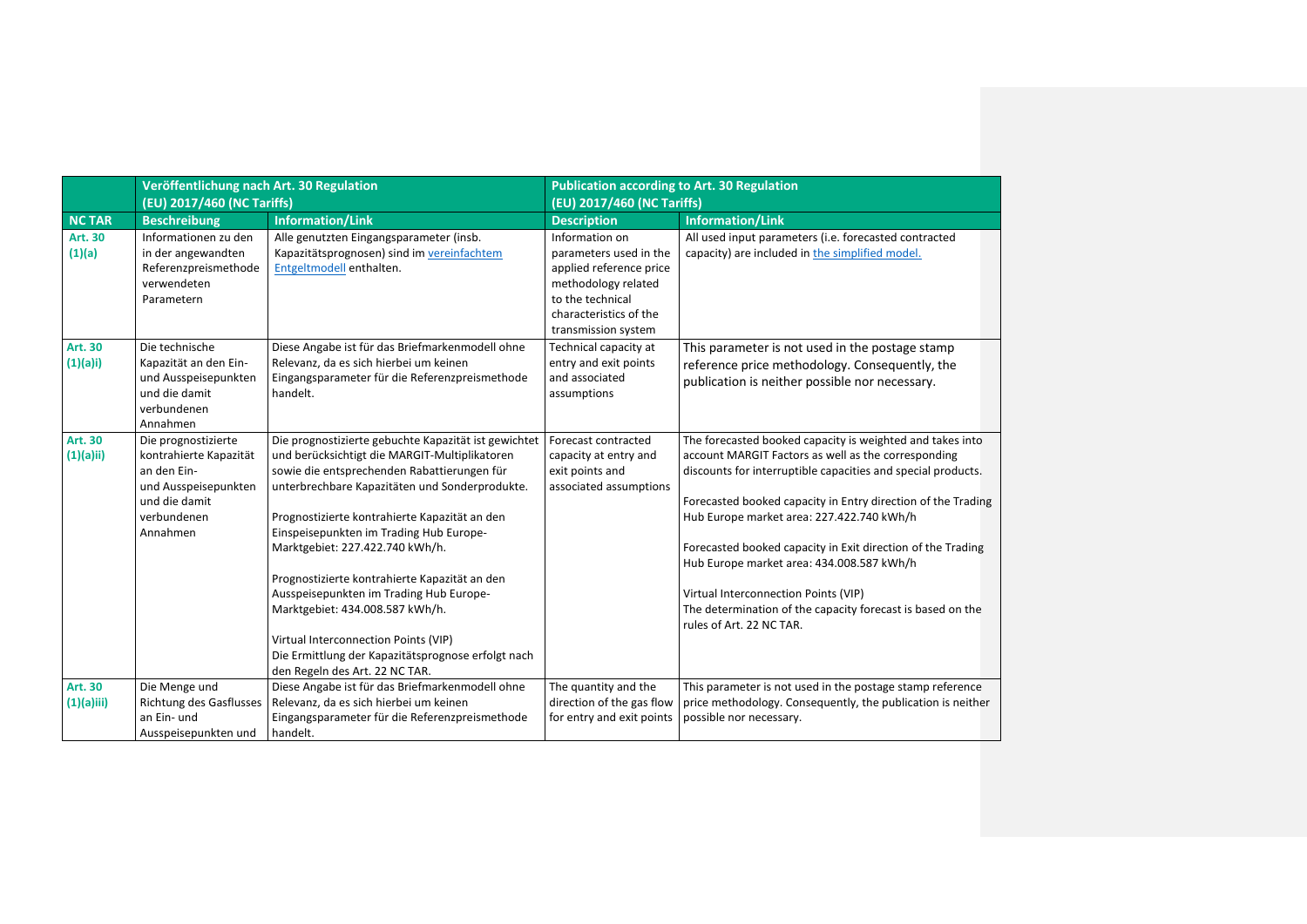| | Veröffentlichung nach Art. 30 Regulation (EU) 2017/460 (NC Tariffs) | | Publication according to Art. 30 Regulation (EU) 2017/460 (NC Tariffs) | |
|---|---|---|---|---|
| **NC TAR** | **Beschreibung** | **Information/Link** | **Description** | **Information/Link** |
| **Art. 30 (1)(a)** | Informationen zu den in der angewandten Referenzpreismethode verwendeten Parametern | Alle genutzten Eingangsparameter (insb. Kapazitätsprognosen) sind im [vereinfachtem Entgeltmodell](#) enthalten. | Information on parameters used in the applied reference price methodology related to the technical characteristics of the transmission system | All used input parameters (i.e. forecasted contracted capacity) are included in [the simplified model.](#) |
| **Art. 30 (1)(a)i)** | Die technische Kapazität an den Ein- und Ausspeisepunkten und die damit verbundenen Annahmen | Diese Angabe ist für das Briefmarkenmodell ohne Relevanz, da es sich hierbei um keinen Eingangsparameter für die Referenzpreismethode handelt. | Technical capacity at entry and exit points and associated assumptions | This parameter is not used in the postage stamp reference price methodology. Consequently, the publication is neither possible nor necessary. |
| **Art. 30 (1)(a)ii)** | Die prognostizierte kontrahierte Kapazität an den Ein- und Ausspeisepunkten und die damit verbundenen Annahmen | Die prognostizierte gebuchte Kapazität ist gewichtet und berücksichtigt die MARGIT-Multiplikatoren sowie die entsprechenden Rabattierungen für unterbrechbare Kapazitäten und Sonderprodukte.<br><br>Prognostizierte kontrahierte Kapazität an den Einspeisepunkten im Trading Hub Europe-Marktgebiet: 227.422.740 kWh/h.<br><br>Prognostizierte kontrahierte Kapazität an den Ausspeisepunkten im Trading Hub Europe-Marktgebiet: 434.008.587 kWh/h.<br><br>Virtual Interconnection Points (VIP)<br>Die Ermittlung der Kapazitätsprognose erfolgt nach den Regeln des Art. 22 NC TAR. | Forecast contracted capacity at entry and exit points and associated assumptions | The forecasted booked capacity is weighted and takes into account MARGIT Factors as well as the corresponding discounts for interruptible capacities and special products.<br><br>Forecasted booked capacity in Entry direction of the Trading Hub Europe market area: 227.422.740 kWh/h<br><br>Forecasted booked capacity in Exit direction of the Trading Hub Europe market area: 434.008.587 kWh/h<br><br>Virtual Interconnection Points (VIP)<br>The determination of the capacity forecast is based on the rules of Art. 22 NC TAR. |
| **Art. 30 (1)(a)iii)** | Die Menge und Richtung des Gasflusses an Ein- und Ausspeisepunkten und | Diese Angabe ist für das Briefmarkenmodell ohne Relevanz, da es sich hierbei um keinen Eingangsparameter für die Referenzpreismethode handelt. | The quantity and the direction of the gas flow for entry and exit points | This parameter is not used in the postage stamp reference price methodology. Consequently, the publication is neither possible nor necessary. |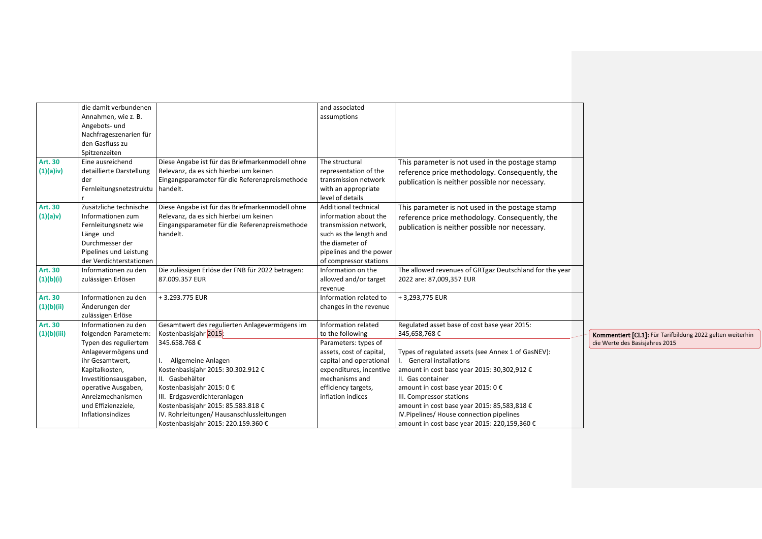| | | | | |
|---|---|---|---|---|
| | die damit verbundenen Annahmen, wie z. B. Angebots- und Nachfrageszenarien für den Gasfluss zu Spitzenzeiten | | and associated assumptions | |
| **Art. 30 (1)(a)iv)** | Eine ausreichend detaillierte Darstellung der Fernleitungsnetzstruktur | Diese Angabe ist für das Briefmarkenmodell ohne Relevanz, da es sich hierbei um keinen Eingangsparameter für die Referenzpreismethode handelt. | The structural representation of the transmission network with an appropriate level of details | This parameter is not used in the postage stamp reference price methodology. Consequently, the publication is neither possible nor necessary. |
| **Art. 30 (1)(a)v)** | Zusätzliche technische Informationen zum Fernleitungsnetz wie Länge und Durchmesser der Pipelines und Leistung der Verdichterstationen | Diese Angabe ist für das Briefmarkenmodell ohne Relevanz, da es sich hierbei um keinen Eingangsparameter für die Referenzpreismethode handelt. | Additional technical information about the transmission network, such as the length and the diameter of pipelines and the power of compressor stations | This parameter is not used in the postage stamp reference price methodology. Consequently, the publication is neither possible nor necessary. |
| **Art. 30 (1)(b)(i)** | Informationen zu den zulässigen Erlösen | Die zulässigen Erlöse der FNB für 2022 betragen: 87.009.357 EUR | Information on the allowed and/or target revenue | The allowed revenues of GRTgaz Deutschland for the year 2022 are: 87,009,357 EUR |
| **Art. 30 (1)(b)(ii)** | Informationen zu den Änderungen der zulässigen Erlöse | + 3.293.775 EUR | Information related to changes in the revenue | + 3,293,775 EUR |
| **Art. 30 (1)(b)(iii)** | Informationen zu den folgenden Parametern: Typen des reguliertem Anlagevermögens und ihr Gesamtwert, Kapitalkosten, Investitionsausgaben, operative Ausgaben, Anreizmechanismen und Effizienzziele, Inflationsindizes | Gesamtwert des regulierten Anlagevermögens im Kostenbasisjahr 2015:<br>345.658.768 €<br><br>I. Allgemeine Anlagen<br>Kostenbasisjahr 2015: 30.302.912 €<br>II. Gasbehälter<br>Kostenbasisjahr 2015: 0 €<br>III. Erdgasverdichteranlagen<br>Kostenbasisjahr 2015: 85.583.818 €<br>IV. Rohrleitungen/ Hausanschlussleitungen<br>Kostenbasisjahr 2015: 220.159.360 € | Information related to the following Parameters: types of assets, cost of capital, capital and operational expenditures, incentive mechanisms and efficiency targets, inflation indices | Regulated asset base of cost base year 2015:<br>345,658,768 €<br><br>Types of regulated assets (see Annex 1 of GasNEV):<br>I. General installations<br>amount in cost base year 2015: 30,302,912 €<br>II. Gas container<br>amount in cost base year 2015: 0 €<br>III. Compressor stations<br>amount in cost base year 2015: 85,583,818 €<br>IV.Pipelines/ House connection pipelines<br>amount in cost base year 2015: 220,159,360 € |

**Kommentiert [CL1]:** Für Tarifbildung 2022 gelten weiterhin die Werte des Basisjahres 2015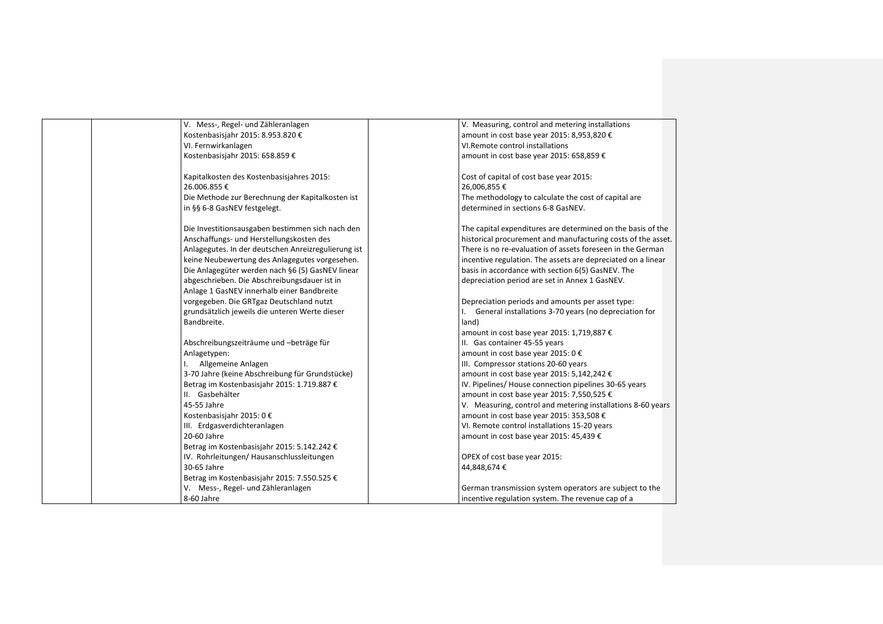| | | | | |
|---|---|---|---|---|
| | | V. Mess-, Regel- und Zähleranlagen<br>Kostenbasisjahr 2015: 8.953.820 €<br>VI. Fernwirkanlagen<br>Kostenbasisjahr 2015: 658.859 €<br><br>Kapitalkosten des Kostenbasisjahres 2015:<br>26.006.855 €<br>Die Methode zur Berechnung der Kapitalkosten ist in §§ 6-8 GasNEV festgelegt.<br><br>Die Investitionsausgaben bestimmen sich nach den Anschaffungs- und Herstellungskosten des Anlagegutes. In der deutschen Anreizregulierung ist keine Neubewertung des Anlagegutes vorgesehen. Die Anlagegüter werden nach §6 (5) GasNEV linear abgeschrieben. Die Abschreibungsdauer ist in Anlage 1 GasNEV innerhalb einer Bandbreite vorgegeben. Die GRTgaz Deutschland nutzt grundsätzlich jeweils die unteren Werte dieser Bandbreite.<br><br>Abschreibungszeiträume und –beträge für Anlagetypen:<br>I. Allgemeine Anlagen<br>3-70 Jahre (keine Abschreibung für Grundstücke)<br>Betrag im Kostenbasisjahr 2015: 1.719.887 €<br>II. Gasbehälter<br>45-55 Jahre<br>Kostenbasisjahr 2015: 0 €<br>III. Erdgasverdichteranlagen<br>20-60 Jahre<br>Betrag im Kostenbasisjahr 2015: 5.142.242 €<br>IV. Rohrleitungen/ Hausanschlussleitungen<br>30-65 Jahre<br>Betrag im Kostenbasisjahr 2015: 7.550.525 €<br>V. Mess-, Regel- und Zähleranlagen<br>8-60 Jahre | | V. Measuring, control and metering installations<br>amount in cost base year 2015: 8,953,820 €<br>VI.Remote control installations<br>amount in cost base year 2015: 658,859 €<br><br>Cost of capital of cost base year 2015:<br>26,006,855 €<br>The methodology to calculate the cost of capital are determined in sections 6-8 GasNEV.<br><br>The capital expenditures are determined on the basis of the historical procurement and manufacturing costs of the asset. There is no re-evaluation of assets foreseen in the German incentive regulation. The assets are depreciated on a linear basis in accordance with section 6(5) GasNEV. The depreciation period are set in Annex 1 GasNEV.<br><br>Depreciation periods and amounts per asset type:<br>I. General installations 3-70 years (no depreciation for land)<br>amount in cost base year 2015: 1,719,887 €<br>II. Gas container 45-55 years<br>amount in cost base year 2015: 0 €<br>III. Compressor stations 20-60 years<br>amount in cost base year 2015: 5,142,242 €<br>IV. Pipelines/ House connection pipelines 30-65 years<br>amount in cost base year 2015: 7,550,525 €<br>V. Measuring, control and metering installations 8-60 years<br>amount in cost base year 2015: 353,508 €<br>VI. Remote control installations 15-20 years<br>amount in cost base year 2015: 45,439 €<br><br>OPEX of cost base year 2015:<br>44,848,674 €<br><br>German transmission system operators are subject to the incentive regulation system. The revenue cap of a |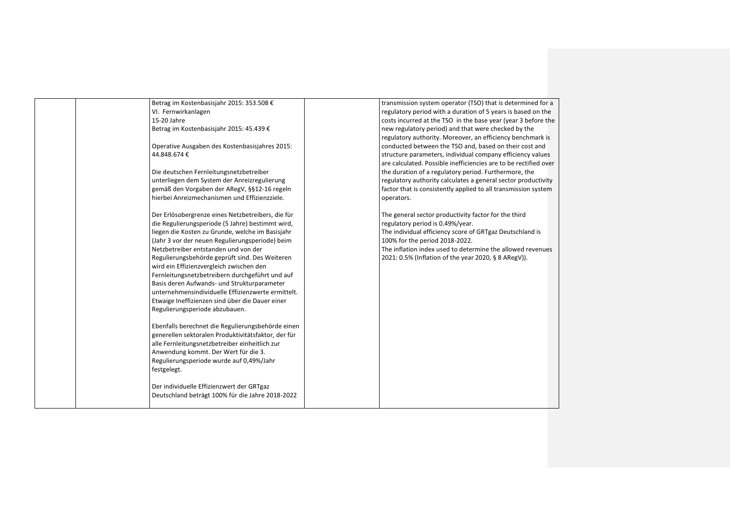| | | | | |
|---|---|---|---|---|
| | | Betrag im Kostenbasisjahr 2015: 353.508 €<br>VI. Fernwirkanlagen<br>15-20 Jahre<br>Betrag im Kostenbasisjahr 2015: 45.439 €<br><br>Operative Ausgaben des Kostenbasisjahres 2015: 44.848.674 €<br><br>Die deutschen Fernleitungsnetzbetreiber unterliegen dem System der Anreizregulierung gemäß den Vorgaben der ARegV, §§12-16 regeln hierbei Anreizmechanismen und Effizienzziele.<br><br>Der Erlösobergrenze eines Netzbetreibers, die für die Regulierungsperiode (5 Jahre) bestimmt wird, liegen die Kosten zu Grunde, welche im Basisjahr (Jahr 3 vor der neuen Regulierungsperiode) beim Netzbetreiber entstanden und von der Regulierungsbehörde geprüft sind. Des Weiteren wird ein Effizienzvergleich zwischen den Fernleitungsnetzbetreibern durchgeführt und auf Basis deren Aufwands- und Strukturparameter unternehmensindividuelle Effizienzwerte ermittelt. Etwaige Ineffizienzen sind über die Dauer einer Regulierungsperiode abzubauen.<br><br>Ebenfalls berechnet die Regulierungsbehörde einen generellen sektoralen Produktivitätsfaktor, der für alle Fernleitungsnetzbetreiber einheitlich zur Anwendung kommt. Der Wert für die 3. Regulierungsperiode wurde auf 0,49%/Jahr festgelegt.<br><br>Der individuelle Effizienzwert der GRTgaz Deutschland beträgt 100% für die Jahre 2018-2022 | | transmission system operator (TSO) that is determined for a regulatory period with a duration of 5 years is based on the costs incurred at the TSO in the base year (year 3 before the new regulatory period) and that were checked by the regulatory authority. Moreover, an efficiency benchmark is conducted between the TSO and, based on their cost and structure parameters, individual company efficiency values are calculated. Possible inefficiencies are to be rectified over the duration of a regulatory period. Furthermore, the regulatory authority calculates a general sector productivity factor that is consistently applied to all transmission system operators.<br><br>The general sector productivity factor for the third regulatory period is 0.49%/year.<br>The individual efficiency score of GRTgaz Deutschland is 100% for the period 2018-2022.<br>The inflation index used to determine the allowed revenues 2021: 0.5% (Inflation of the year 2020, § 8 ARegV)). |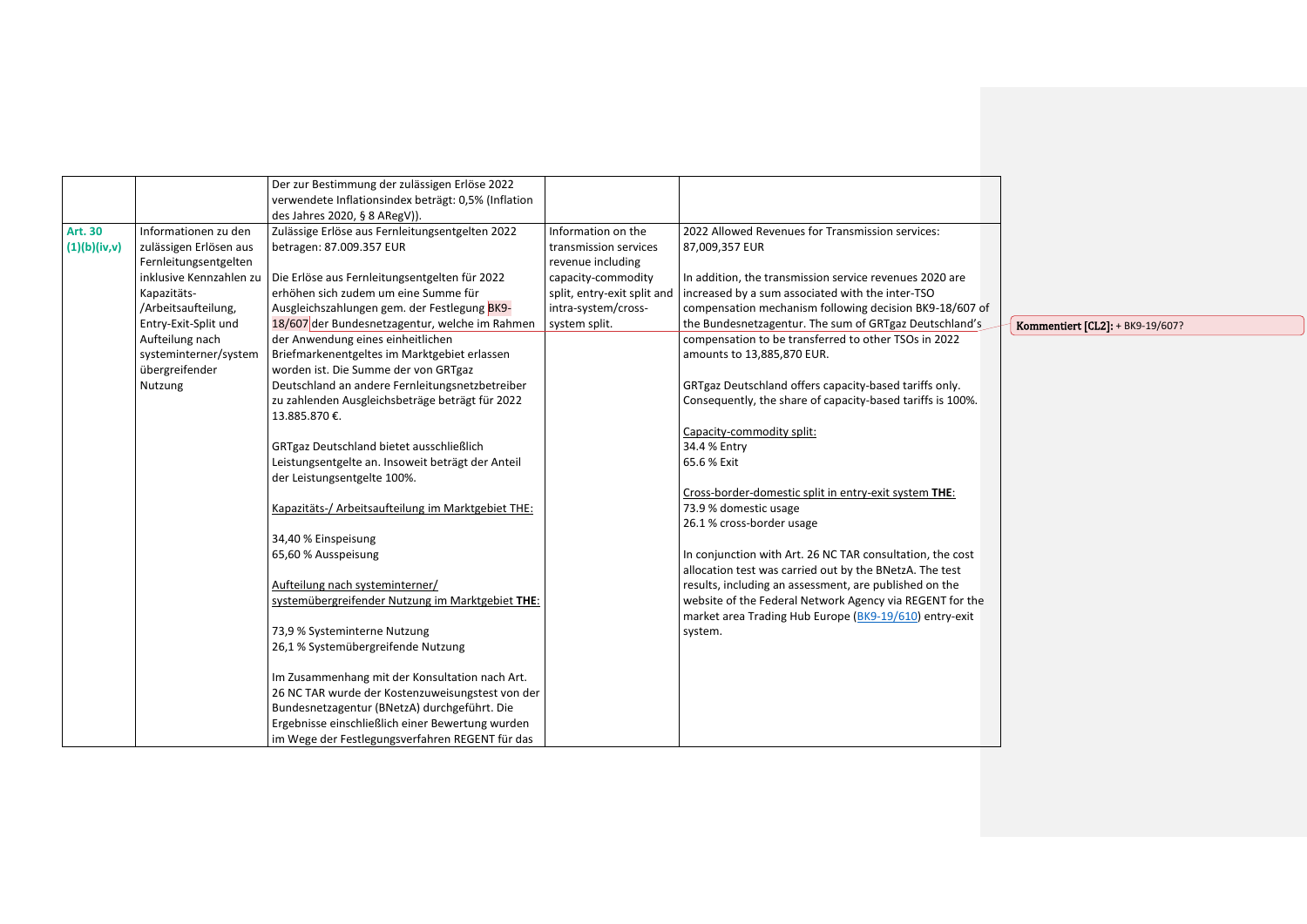| | | | | |
|---|---|---|---|---|
| | | Der zur Bestimmung der zulässigen Erlöse 2022 verwendete Inflationsindex beträgt: 0,5% (Inflation des Jahres 2020, § 8 ARegV)). | | |
| **Art. 30 (1)(b)(iv,v)** | Informationen zu den zulässigen Erlösen aus Fernleitungsentgelten inklusive Kennzahlen zu Kapazitäts-/Arbeitsaufteilung, Entry-Exit-Split und Aufteilung nach systeminterner/system übergreifender Nutzung | Zulässige Erlöse aus Fernleitungsentgelten 2022 betragen: 87.009.357 EUR<br><br>Die Erlöse aus Fernleitungsentgelten für 2022 erhöhen sich zudem um eine Summe für Ausgleichszahlungen gem. der Festlegung BK9-18/607 der Bundesnetzagentur, welche im Rahmen der Anwendung eines einheitlichen Briefmarkenentgeltes im Marktgebiet erlassen worden ist. Die Summe der von GRTgaz Deutschland an andere Fernleitungsnetzbetreiber zu zahlenden Ausgleichsbeträge beträgt für 2022 13.885.870 €.<br><br>GRTgaz Deutschland bietet ausschließlich Leistungsentgelte an. Insoweit beträgt der Anteil der Leistungsentgelte 100%.<br><br>Kapazitäts-/ Arbeitsaufteilung im Marktgebiet THE:<br><br>34,40 % Einspeisung<br>65,60 % Ausspeisung<br><br>Aufteilung nach systeminterner/ systemübergreifender Nutzung im Marktgebiet **THE**:<br><br>73,9 % Systeminterne Nutzung<br>26,1 % Systemübergreifende Nutzung<br><br>Im Zusammenhang mit der Konsultation nach Art. 26 NC TAR wurde der Kostenzuweisungstest von der Bundesnetzagentur (BNetzA) durchgeführt. Die Ergebnisse einschließlich einer Bewertung wurden im Wege der Festlegungsverfahren REGENT für das | Information on the transmission services revenue including capacity-commodity split, entry-exit split and intra-system/cross-system split. | 2022 Allowed Revenues for Transmission services: 87,009,357 EUR<br><br>In addition, the transmission service revenues 2020 are increased by a sum associated with the inter-TSO compensation mechanism following decision BK9-18/607 of the Bundesnetzagentur. The sum of GRTgaz Deutschland's compensation to be transferred to other TSOs in 2022 amounts to 13,885,870 EUR.<br><br>GRTgaz Deutschland offers capacity-based tariffs only. Consequently, the share of capacity-based tariffs is 100%.<br><br>Capacity-commodity split:<br>34.4 % Entry<br>65.6 % Exit<br><br>Cross-border-domestic split in entry-exit system **THE**:<br>73.9 % domestic usage<br>26.1 % cross-border usage<br><br>In conjunction with Art. 26 NC TAR consultation, the cost allocation test was carried out by the BNetzA. The test results, including an assessment, are published on the website of the Federal Network Agency via REGENT for the market area Trading Hub Europe (BK9-19/610) entry-exit system. |

Kommentiert [CL2]: + BK9-19/607?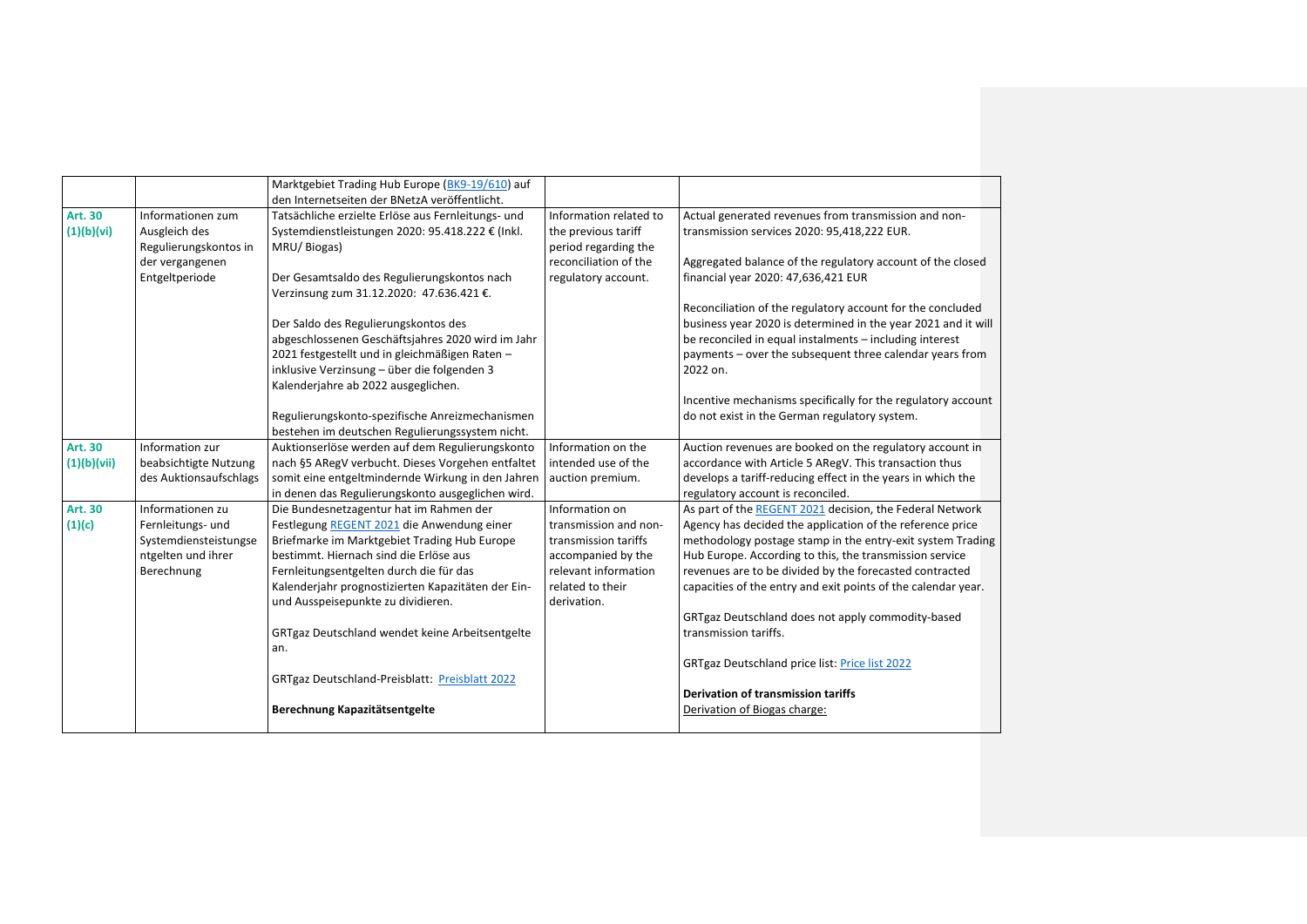| | | | | |
|---|---|---|---|---|
| | | Marktgebiet Trading Hub Europe (BK9-19/610) auf den Internetseiten der BNetzA veröffentlicht. | | |
| **Art. 30 (1)(b)(vi)** | Informationen zum Ausgleich des Regulierungskontos in der vergangenen Entgeltperiode | Tatsächliche erzielte Erlöse aus Fernleitungs- und Systemdienstleistungen 2020: 95.418.222 € (Inkl. MRU/ Biogas)<br><br>Der Gesamtsaldo des Regulierungskontos nach Verzinsung zum 31.12.2020: 47.636.421 €.<br><br>Der Saldo des Regulierungskontos des abgeschlossenen Geschäftsjahres 2020 wird im Jahr 2021 festgestellt und in gleichmäßigen Raten – inklusive Verzinsung – über die folgenden 3 Kalenderjahre ab 2022 ausgeglichen.<br><br>Regulierungskonto-spezifische Anreizmechanismen bestehen im deutschen Regulierungssystem nicht. | Information related to the previous tariff period regarding the reconciliation of the regulatory account. | Actual generated revenues from transmission and non-transmission services 2020: 95,418,222 EUR.<br><br>Aggregated balance of the regulatory account of the closed financial year 2020: 47,636,421 EUR<br><br>Reconciliation of the regulatory account for the concluded business year 2020 is determined in the year 2021 and it will be reconciled in equal instalments – including interest payments – over the subsequent three calendar years from 2022 on.<br><br>Incentive mechanisms specifically for the regulatory account do not exist in the German regulatory system. |
| **Art. 30 (1)(b)(vii)** | Information zur beabsichtigte Nutzung des Auktionsaufschlags | Auktionserlöse werden auf dem Regulierungskonto nach §5 ARegV verbucht. Dieses Vorgehen entfaltet somit eine entgeltmindernde Wirkung in den Jahren in denen das Regulierungskonto ausgeglichen wird. | Information on the intended use of the auction premium. | Auction revenues are booked on the regulatory account in accordance with Article 5 ARegV. This transaction thus develops a tariff-reducing effect in the years in which the regulatory account is reconciled. |
| **Art. 30 (1)(c)** | Informationen zu Fernleitungs- und Systemdienstleistungsentgelten und ihrer Berechnung | Die Bundesnetzagentur hat im Rahmen der Festlegung REGENT 2021 die Anwendung einer Briefmarke im Marktgebiet Trading Hub Europe bestimmt. Hiernach sind die Erlöse aus Fernleitungsentgelten durch die für das Kalenderjahr prognostizierten Kapazitäten der Ein- und Ausspeisepunkte zu dividieren.<br><br>GRTgaz Deutschland wendet keine Arbeitsentgelte an.<br><br>GRTgaz Deutschland-Preisblatt: Preisblatt 2022<br><br>**Berechnung Kapazitätsentgelte** | Information on transmission and non-transmission tariffs accompanied by the relevant information related to their derivation. | As part of the REGENT 2021 decision, the Federal Network Agency has decided the application of the reference price methodology postage stamp in the entry-exit system Trading Hub Europe. According to this, the transmission service revenues are to be divided by the forecasted contracted capacities of the entry and exit points of the calendar year.<br><br>GRTgaz Deutschland does not apply commodity-based transmission tariffs.<br><br>GRTgaz Deutschland price list: Price list 2022<br><br>**Derivation of transmission tariffs**<br>Derivation of Biogas charge: |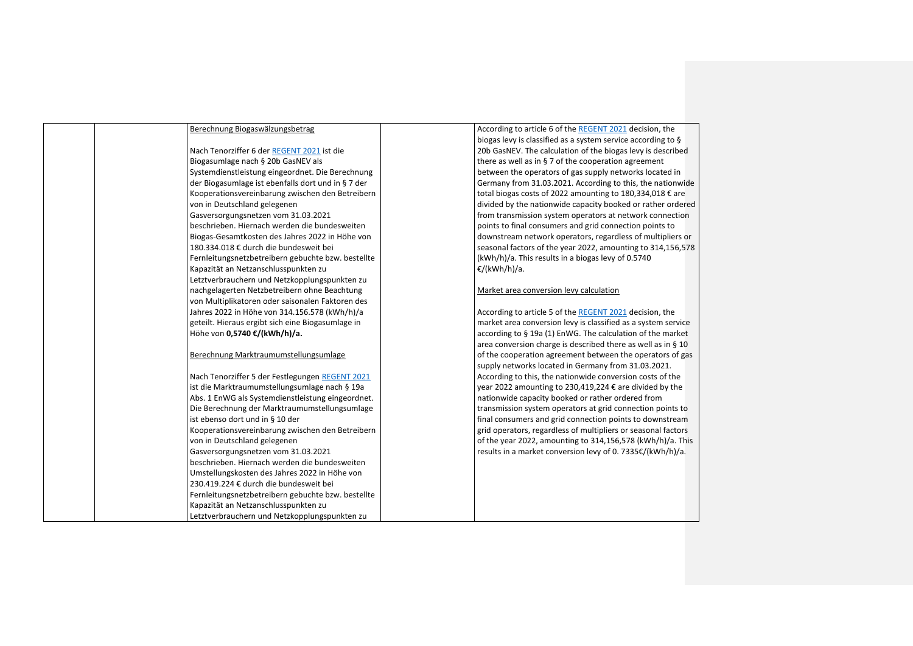| | | Berechnung Biogaswälzungsbetrag<br><br>Nach Tenorziffer 6 der REGENT 2021 ist die Biogasumlage nach § 20b GasNEV als Systemdienstleistung eingeordnet. Die Berechnung der Biogasumlage ist ebenfalls dort und in § 7 der Kooperationsvereinbarung zwischen den Betreibern von in Deutschland gelegenen Gasversorgungsnetzen vom 31.03.2021 beschrieben. Hiernach werden die bundesweiten Biogas-Gesamtkosten des Jahres 2022 in Höhe von 180.334.018 € durch die bundesweit bei Fernleitungsnetzbetreibern gebuchte bzw. bestellte Kapazität an Netzanschlusspunkten zu Letztverbrauchern und Netzkopplungspunkten zu nachgelagerten Netzbetreibern ohne Beachtung von Multiplikatoren oder saisonalen Faktoren des Jahres 2022 in Höhe von 314.156.578 (kWh/h)/a geteilt. Hieraus ergibt sich eine Biogasumlage in Höhe von **0,5740 €/(kWh/h)/a.**<br><br>Berechnung Marktraumumstellungsumlage<br><br>Nach Tenorziffer 5 der Festlegungen REGENT 2021 ist die Marktraumumstellungsumlage nach § 19a Abs. 1 EnWG als Systemdienstleistung eingeordnet. Die Berechnung der Marktraumumstellungsumlage ist ebenso dort und in § 10 der Kooperationsvereinbarung zwischen den Betreibern von in Deutschland gelegenen Gasversorgungsnetzen vom 31.03.2021 beschrieben. Hiernach werden die bundesweiten Umstellungskosten des Jahres 2022 in Höhe von 230.419.224 € durch die bundesweit bei Fernleitungsnetzbetreibern gebuchte bzw. bestellte Kapazität an Netzanschlusspunkten zu Letztverbrauchern und Netzkopplungspunkten zu | | According to article 6 of the REGENT 2021 decision, the biogas levy is classified as a system service according to § 20b GasNEV. The calculation of the biogas levy is described there as well as in § 7 of the cooperation agreement between the operators of gas supply networks located in Germany from 31.03.2021. According to this, the nationwide total biogas costs of 2022 amounting to 180,334,018 € are divided by the nationwide capacity booked or rather ordered from transmission system operators at network connection points to final consumers and grid connection points to downstream network operators, regardless of multipliers or seasonal factors of the year 2022, amounting to 314,156,578 (kWh/h)/a. This results in a biogas levy of 0.5740 €/(kWh/h)/a.<br><br>Market area conversion levy calculation<br><br>According to article 5 of the REGENT 2021 decision, the market area conversion levy is classified as a system service according to § 19a (1) EnWG. The calculation of the market area conversion charge is described there as well as in § 10 of the cooperation agreement between the operators of gas supply networks located in Germany from 31.03.2021. According to this, the nationwide conversion costs of the year 2022 amounting to 230,419,224 € are divided by the nationwide capacity booked or rather ordered from transmission system operators at grid connection points to final consumers and grid connection points to downstream grid operators, regardless of multipliers or seasonal factors of the year 2022, amounting to 314,156,578 (kWh/h)/a. This results in a market conversion levy of 0. 7335€/(kWh/h)/a. |
|---|---|---|---|---|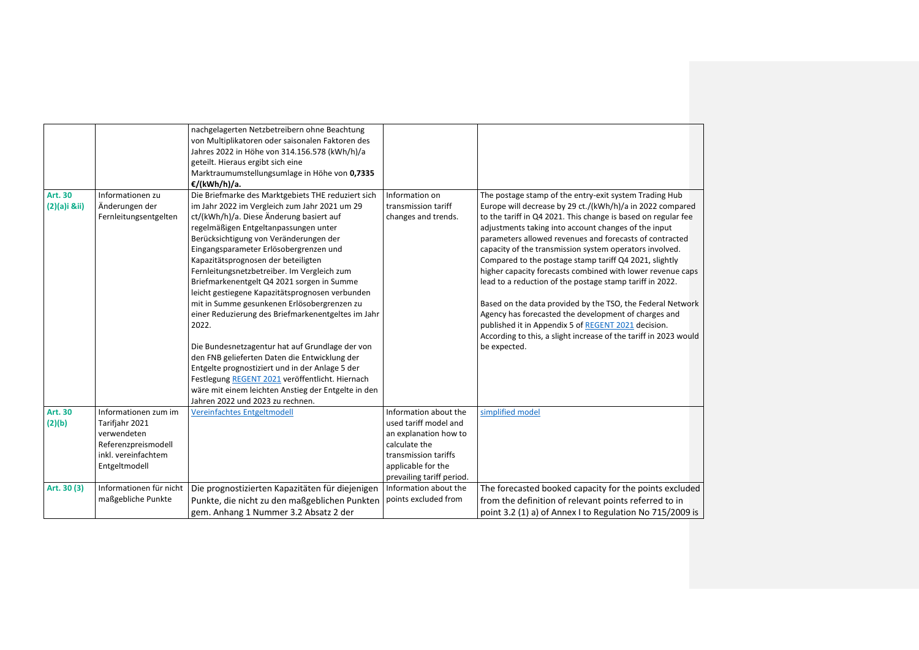| | | | | |
|---|---|---|---|---|
| | | nachgelagerten Netzbetreibern ohne Beachtung von Multiplikatoren oder saisonalen Faktoren des Jahres 2022 in Höhe von 314.156.578 (kWh/h)/a geteilt. Hieraus ergibt sich eine Marktraumumstellungsumlage in Höhe von **0,7335 €/(kWh/h)/a.** | | |
| **Art. 30 (2)(a)i &ii)** | Informationen zu Änderungen der Fernleitungsentgelten | Die Briefmarke des Marktgebiets THE reduziert sich im Jahr 2022 im Vergleich zum Jahr 2021 um 29 ct/(kWh/h)/a. Diese Änderung basiert auf regelmäßigen Entgeltanpassungen unter Berücksichtigung von Veränderungen der Eingangsparameter Erlösobergrenzen und Kapazitätsprognosen der beteiligten Fernleitungsnetzbetreiber. Im Vergleich zum Briefmarkenentgelt Q4 2021 sorgen in Summe leicht gestiegene Kapazitätsprognosen verbunden mit in Summe gesunkenen Erlösobergrenzen zu einer Reduzierung des Briefmarkenentgeltes im Jahr 2022.<br><br>Die Bundesnetzagentur hat auf Grundlage der von den FNB gelieferten Daten die Entwicklung der Entgelte prognostiziert und in der Anlage 5 der Festlegung [REGENT 2021] veröffentlicht. Hiernach wäre mit einem leichten Anstieg der Entgelte in den Jahren 2022 und 2023 zu rechnen. | Information on transmission tariff changes and trends. | The postage stamp of the entry-exit system Trading Hub Europe will decrease by 29 ct./(kWh/h)/a in 2022 compared to the tariff in Q4 2021. This change is based on regular fee adjustments taking into account changes of the input parameters allowed revenues and forecasts of contracted capacity of the transmission system operators involved. Compared to the postage stamp tariff Q4 2021, slightly higher capacity forecasts combined with lower revenue caps lead to a reduction of the postage stamp tariff in 2022.<br><br>Based on the data provided by the TSO, the Federal Network Agency has forecasted the development of charges and published it in Appendix 5 of [REGENT 2021] decision. According to this, a slight increase of the tariff in 2023 would be expected. |
| **Art. 30 (2)(b)** | Informationen zum im Tarifjahr 2021 verwendeten Referenzpreismodell inkl. vereinfachtem Entgeltmodell | [Vereinfachtes Entgeltmodell] | Information about the used tariff model and an explanation how to calculate the transmission tariffs applicable for the prevailing tariff period. | [simplified model] |
| **Art. 30 (3)** | Informationen für nicht maßgebliche Punkte | Die prognostizierten Kapazitäten für diejenigen Punkte, die nicht zu den maßgeblichen Punkten gem. Anhang 1 Nummer 3.2 Absatz 2 der | Information about the points excluded from | The forecasted booked capacity for the points excluded from the definition of relevant points referred to in point 3.2 (1) a) of Annex I to Regulation No 715/2009 is |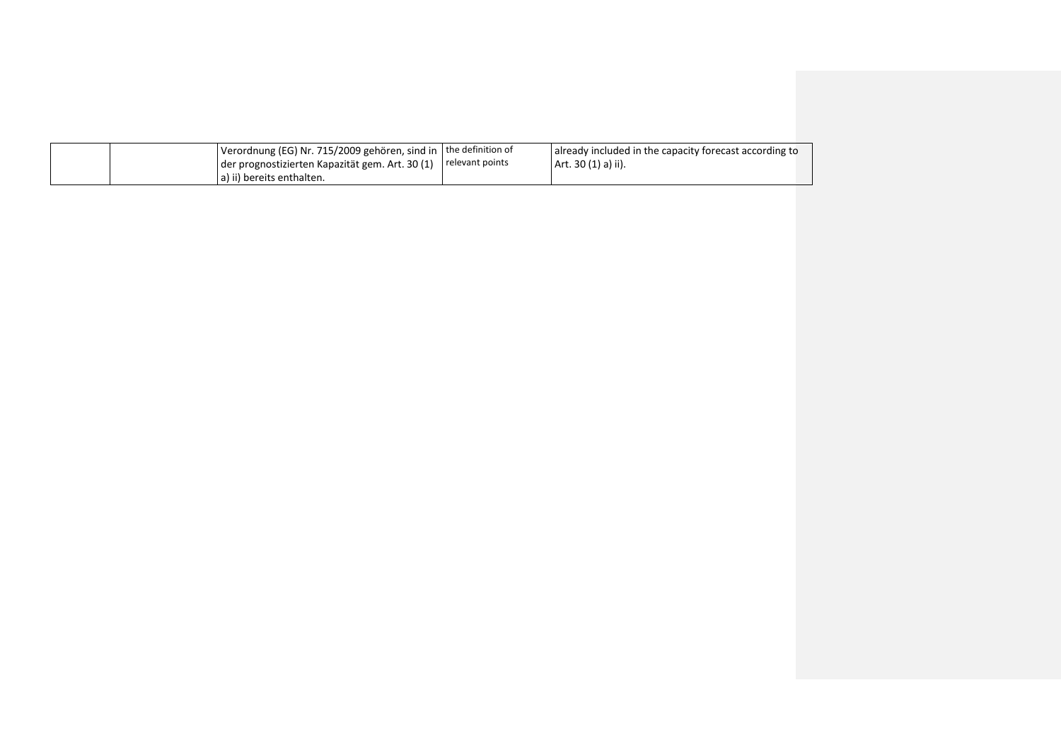| | | | | |
|---|---|---|---|---|
| | | Verordnung (EG) Nr. 715/2009 gehören, sind in der prognostizierten Kapazität gem. Art. 30 (1) a) ii) bereits enthalten. | the definition of relevant points | already included in the capacity forecast according to Art. 30 (1) a) ii). |